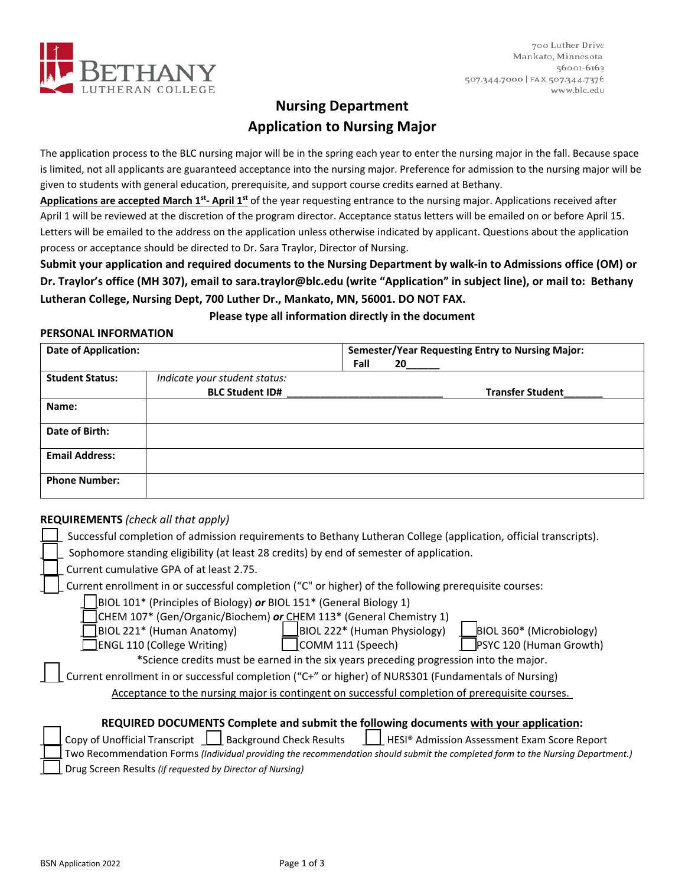700 Luther Drive
Mankato, Minnesota
56001-6163
507.344.7000 | FAX 507.344.7376
www.blc.edu

# Nursing Department
## Application to Nursing Major

The application process to the BLC nursing major will be in the spring each year to enter the nursing major in the fall. Because space is limited, not all applicants are guaranteed acceptance into the nursing major. Preference for admission to the nursing major will be given to students with general education, prerequisite, and support course credits earned at Bethany.

**Applications are accepted March 1st- April 1st** of the year requesting entrance to the nursing major. Applications received after April 1 will be reviewed at the discretion of the program director. Acceptance status letters will be emailed on or before April 15. Letters will be emailed to the address on the application unless otherwise indicated by applicant. Questions about the application process or acceptance should be directed to Dr. Sara Traylor, Director of Nursing.

**Submit your application and required documents to the Nursing Department by walk-in to Admissions office (OM) or Dr. Traylor's office (MH 307), email to sara.traylor@blc.edu (write "Application" in subject line), or mail to: Bethany Lutheran College, Nursing Dept, 700 Luther Dr., Mankato, MN, 56001. DO NOT FAX.**

**Please type all information directly in the document**

### PERSONAL INFORMATION

| **Date of Application:** | | **Semester/Year Requesting Entry to Nursing Major:** Fall 20______ |
|---|---|---|
| **Student Status:** | *Indicate your student status:* **BLC Student ID#** ____________________________ | **Transfer Student**_______ |
| **Name:** | | |
| **Date of Birth:** | | |
| **Email Address:** | | |
| **Phone Number:** | | |

### REQUIREMENTS *(check all that apply)*

- ☐ Successful completion of admission requirements to Bethany Lutheran College (application, official transcripts).
- ☐ Sophomore standing eligibility (at least 28 credits) by end of semester of application.
- ☐ Current cumulative GPA of at least 2.75.
- ☐ Current enrollment in or successful completion ("C" or higher) of the following prerequisite courses:
  - ☐ BIOL 101* (Principles of Biology) ***or*** BIOL 151* (General Biology 1)
  - ☐ CHEM 107* (Gen/Organic/Biochem) ***or*** CHEM 113* (General Chemistry 1)
  - ☐ BIOL 221* (Human Anatomy)
  - ☐ BIOL 222* (Human Physiology)
  - ☐ BIOL 360* (Microbiology)
  - ☐ ENGL 110 (College Writing)
  - ☐ COMM 111 (Speech)
  - ☐ PSYC 120 (Human Growth)

  *Science credits must be earned in the six years preceding progression into the major.
- ☐ Current enrollment in or successful completion ("C+" or higher) of NURS301 (Fundamentals of Nursing)

Acceptance to the nursing major is contingent on successful completion of prerequisite courses.

### REQUIRED DOCUMENTS Complete and submit the following documents with your application:

- ☐ Copy of Unofficial Transcript
- ☐ Background Check Results
- ☐ HESI® Admission Assessment Exam Score Report
- ☐ Two Recommendation Forms *(Individual providing the recommendation should submit the completed form to the Nursing Department.)*
- ☐ Drug Screen Results *(if requested by Director of Nursing)*

BSN Application 2022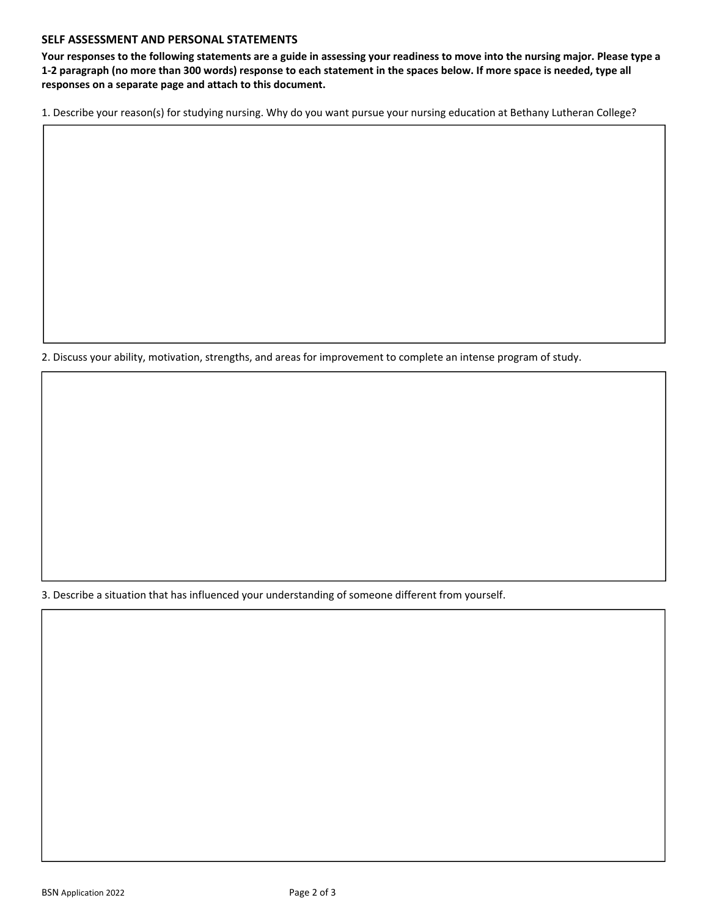## SELF ASSESSMENT AND PERSONAL STATEMENTS

**Your responses to the following statements are a guide in assessing your readiness to move into the nursing major. Please type a 1-2 paragraph (no more than 300 words) response to each statement in the spaces below. If more space is needed, type all responses on a separate page and attach to this document.**

1. Describe your reason(s) for studying nursing. Why do you want pursue your nursing education at Bethany Lutheran College?

2. Discuss your ability, motivation, strengths, and areas for improvement to complete an intense program of study.

3. Describe a situation that has influenced your understanding of someone different from yourself.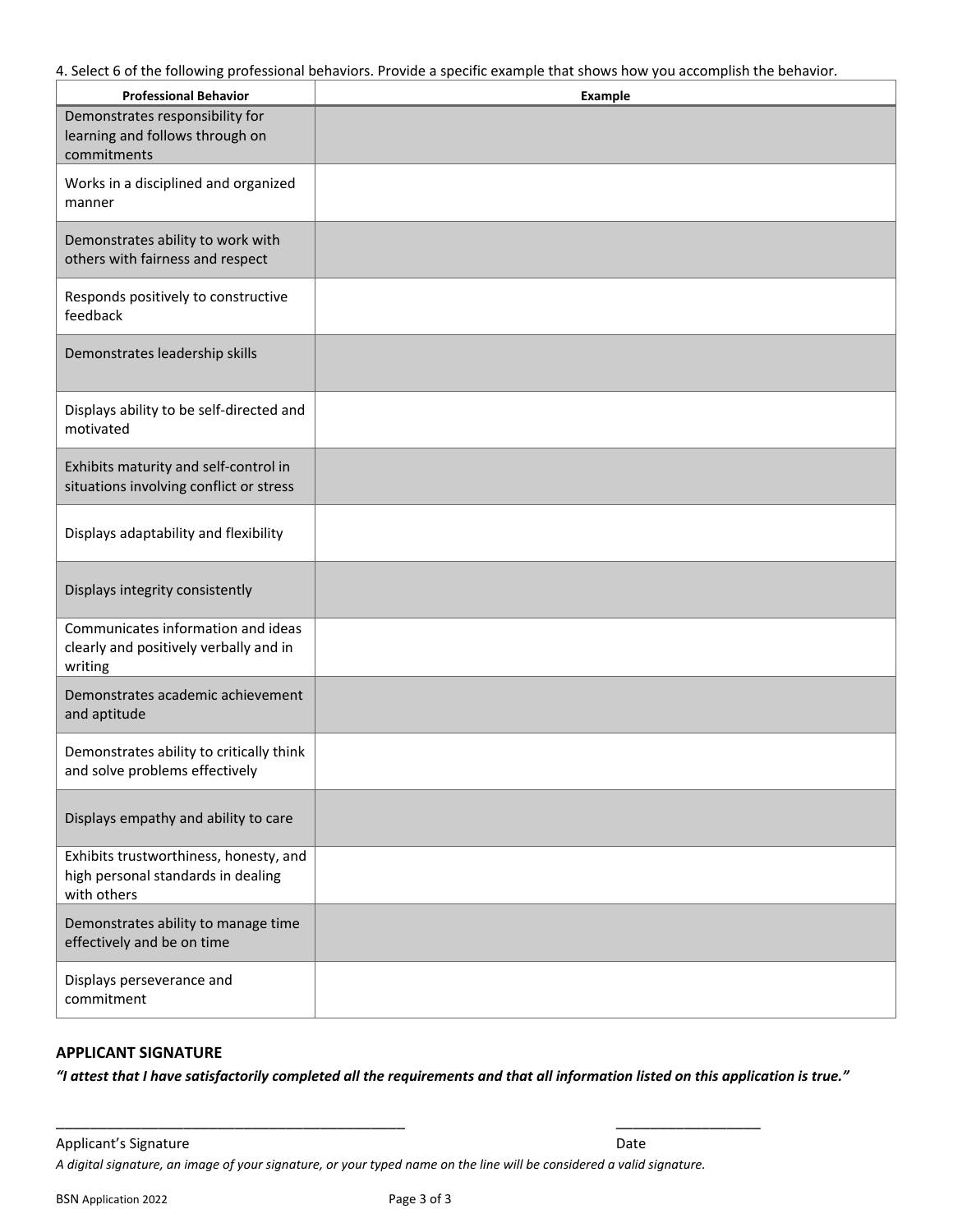4. Select 6 of the following professional behaviors. Provide a specific example that shows how you accomplish the behavior.

| Professional Behavior | Example |
|---|---|
| Demonstrates responsibility for learning and follows through on commitments | |
| Works in a disciplined and organized manner | |
| Demonstrates ability to work with others with fairness and respect | |
| Responds positively to constructive feedback | |
| Demonstrates leadership skills | |
| Displays ability to be self-directed and motivated | |
| Exhibits maturity and self-control in situations involving conflict or stress | |
| Displays adaptability and flexibility | |
| Displays integrity consistently | |
| Communicates information and ideas clearly and positively verbally and in writing | |
| Demonstrates academic achievement and aptitude | |
| Demonstrates ability to critically think and solve problems effectively | |
| Displays empathy and ability to care | |
| Exhibits trustworthiness, honesty, and high personal standards in dealing with others | |
| Demonstrates ability to manage time effectively and be on time | |
| Displays perseverance and commitment | |

### APPLICANT SIGNATURE

***"I attest that I have satisfactorily completed all the requirements and that all information listed on this application is true."***

\_\_\_\_\_\_\_\_\_\_\_\_\_\_\_\_\_\_\_\_\_\_\_\_\_\_\_\_\_\_\_\_\_\_\_\_\_\_\_\_\_\_\_\_\_\_\_\_ \_\_\_\_\_\_\_\_\_\_\_\_\_\_\_\_\_\_\_\_

Applicant's Signature Date

*A digital signature, an image of your signature, or your typed name on the line will be considered a valid signature.*

BSN Application 2022